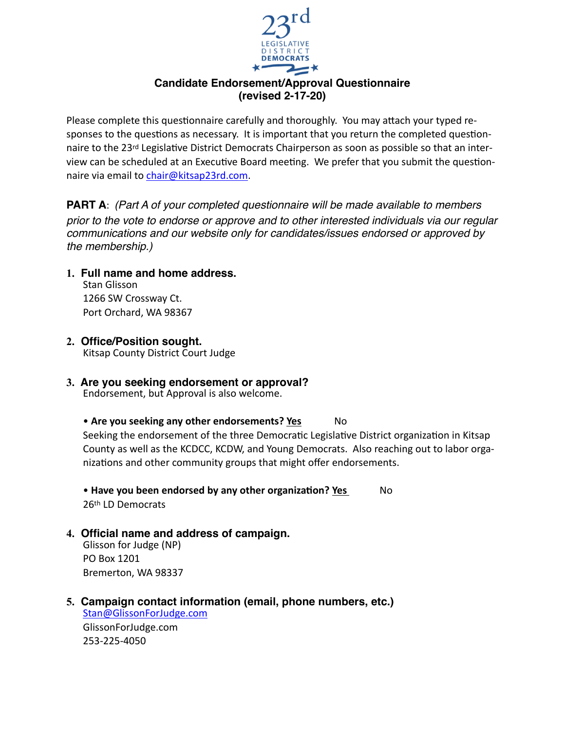23rd LEGISLATIVE DISTRICT DEMOCRATS

# Candidate Endorsement/Approval Questionnaire
## (revised 2-17-20)

Please complete this questionnaire carefully and thoroughly. You may attach your typed responses to the questions as necessary. It is important that you return the completed questionnaire to the 23rd Legislative District Democrats Chairperson as soon as possible so that an interview can be scheduled at an Executive Board meeting. We prefer that you submit the questionnaire via email to chair@kitsap23rd.com.

**PART A**: *(Part A of your completed questionnaire will be made available to members prior to the vote to endorse or approve and to other interested individuals via our regular communications and our website only for candidates/issues endorsed or approved by the membership.)*

1. **Full name and home address.**
   Stan Glisson
   1266 SW Crossway Ct.
   Port Orchard, WA 98367

2. **Office/Position sought.**
   Kitsap County District Court Judge

3. **Are you seeking endorsement or approval?**
   Endorsement, but Approval is also welcome.

   - **Are you seeking any other endorsements?** <u>Yes</u> No
   Seeking the endorsement of the three Democratic Legislative District organization in Kitsap County as well as the KCDCC, KCDW, and Young Democrats. Also reaching out to labor organizations and other community groups that might offer endorsements.

   - **Have you been endorsed by any other organization?** <u>Yes</u> No
   26th LD Democrats

4. **Official name and address of campaign.**
   Glisson for Judge (NP)
   PO Box 1201
   Bremerton, WA 98337

5. **Campaign contact information (email, phone numbers, etc.)**
   Stan@GlissonForJudge.com
   GlissonForJudge.com
   253-225-4050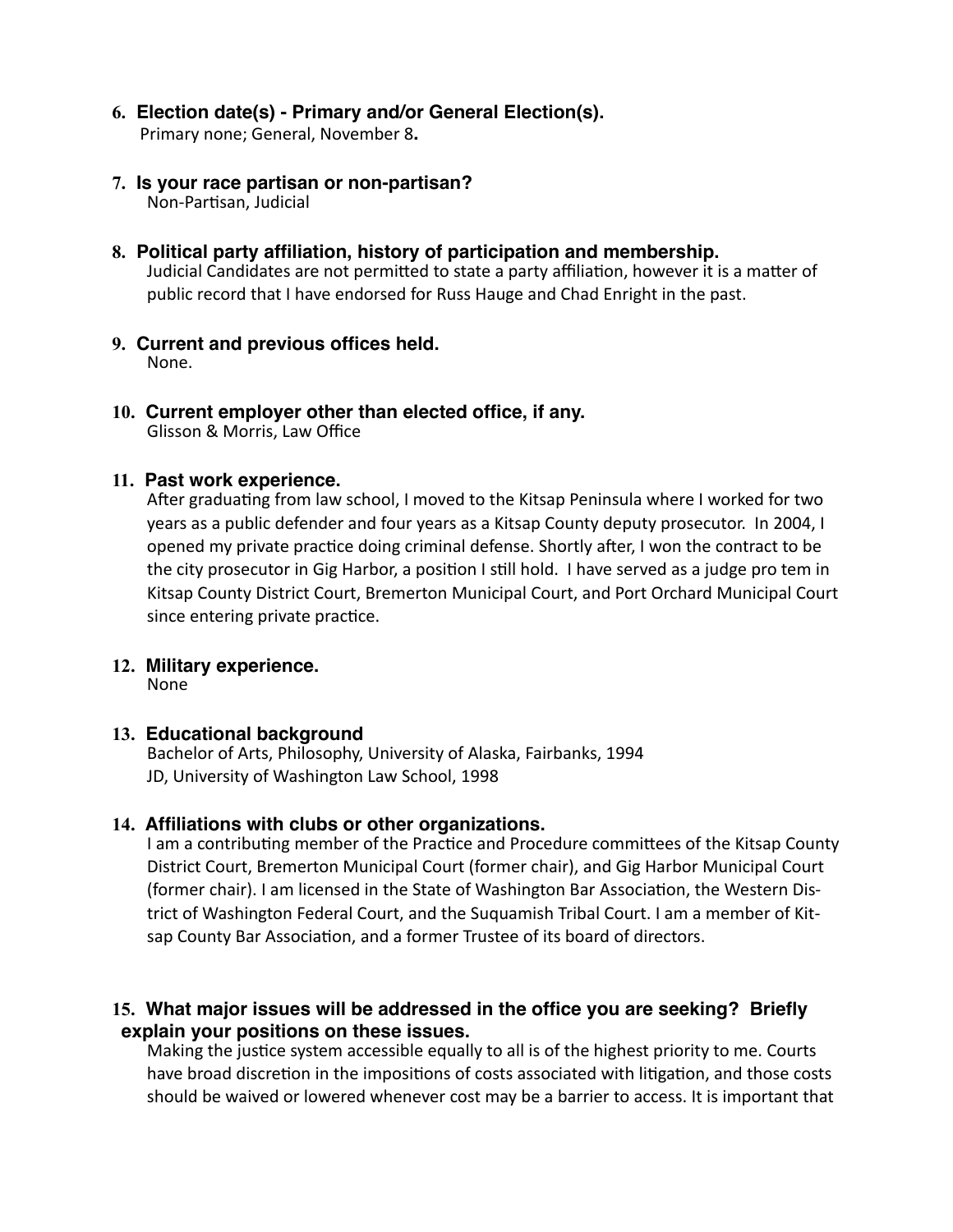**6. Election date(s) - Primary and/or General Election(s).**
Primary none; General, November 8**.**

**7. Is your race partisan or non-partisan?**
Non-Partisan, Judicial

**8. Political party affiliation, history of participation and membership.**
Judicial Candidates are not permitted to state a party affiliation, however it is a matter of public record that I have endorsed for Russ Hauge and Chad Enright in the past.

**9. Current and previous offices held.**
None.

**10. Current employer other than elected office, if any.**
Glisson & Morris, Law Office

**11. Past work experience.**
After graduating from law school, I moved to the Kitsap Peninsula where I worked for two years as a public defender and four years as a Kitsap County deputy prosecutor. In 2004, I opened my private practice doing criminal defense. Shortly after, I won the contract to be the city prosecutor in Gig Harbor, a position I still hold. I have served as a judge pro tem in Kitsap County District Court, Bremerton Municipal Court, and Port Orchard Municipal Court since entering private practice.

**12. Military experience.**
None

**13. Educational background**
Bachelor of Arts, Philosophy, University of Alaska, Fairbanks, 1994
JD, University of Washington Law School, 1998

**14. Affiliations with clubs or other organizations.**
I am a contributing member of the Practice and Procedure committees of the Kitsap County District Court, Bremerton Municipal Court (former chair), and Gig Harbor Municipal Court (former chair). I am licensed in the State of Washington Bar Association, the Western District of Washington Federal Court, and the Suquamish Tribal Court. I am a member of Kitsap County Bar Association, and a former Trustee of its board of directors.

**15. What major issues will be addressed in the office you are seeking? Briefly explain your positions on these issues.**
Making the justice system accessible equally to all is of the highest priority to me. Courts have broad discretion in the impositions of costs associated with litigation, and those costs should be waived or lowered whenever cost may be a barrier to access. It is important that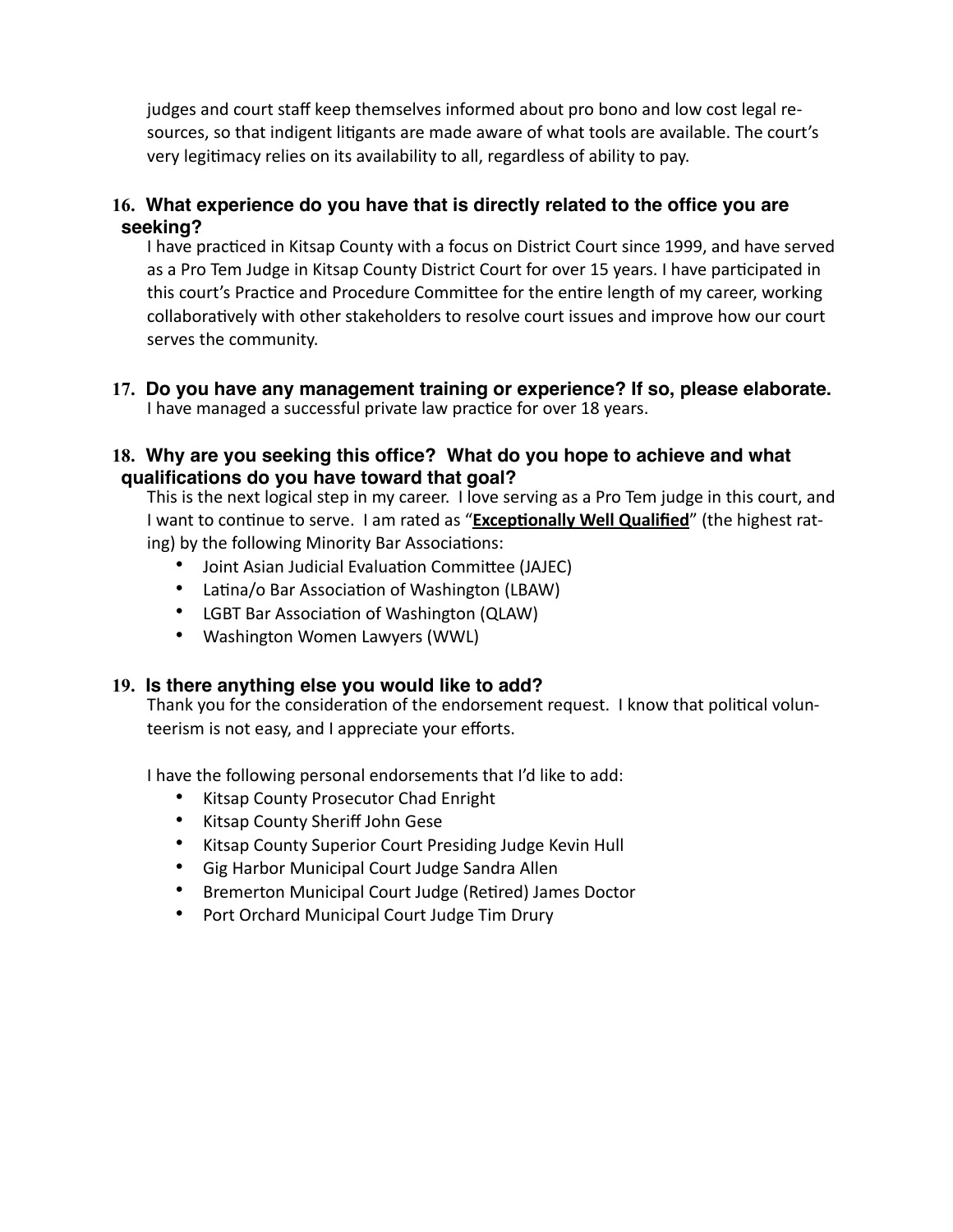judges and court staff keep themselves informed about pro bono and low cost legal resources, so that indigent litigants are made aware of what tools are available. The court's very legitimacy relies on its availability to all, regardless of ability to pay.

**16. What experience do you have that is directly related to the office you are seeking?**

I have practiced in Kitsap County with a focus on District Court since 1999, and have served as a Pro Tem Judge in Kitsap County District Court for over 15 years. I have participated in this court's Practice and Procedure Committee for the entire length of my career, working collaboratively with other stakeholders to resolve court issues and improve how our court serves the community.

**17. Do you have any management training or experience? If so, please elaborate.**

I have managed a successful private law practice for over 18 years.

**18. Why are you seeking this office? What do you hope to achieve and what qualifications do you have toward that goal?**

This is the next logical step in my career. I love serving as a Pro Tem judge in this court, and I want to continue to serve. I am rated as "**Exceptionally Well Qualified**" (the highest rating) by the following Minority Bar Associations:

- Joint Asian Judicial Evaluation Committee (JAJEC)
- Latina/o Bar Association of Washington (LBAW)
- LGBT Bar Association of Washington (QLAW)
- Washington Women Lawyers (WWL)

**19. Is there anything else you would like to add?**

Thank you for the consideration of the endorsement request. I know that political volunteerism is not easy, and I appreciate your efforts.

I have the following personal endorsements that I'd like to add:

- Kitsap County Prosecutor Chad Enright
- Kitsap County Sheriff John Gese
- Kitsap County Superior Court Presiding Judge Kevin Hull
- Gig Harbor Municipal Court Judge Sandra Allen
- Bremerton Municipal Court Judge (Retired) James Doctor
- Port Orchard Municipal Court Judge Tim Drury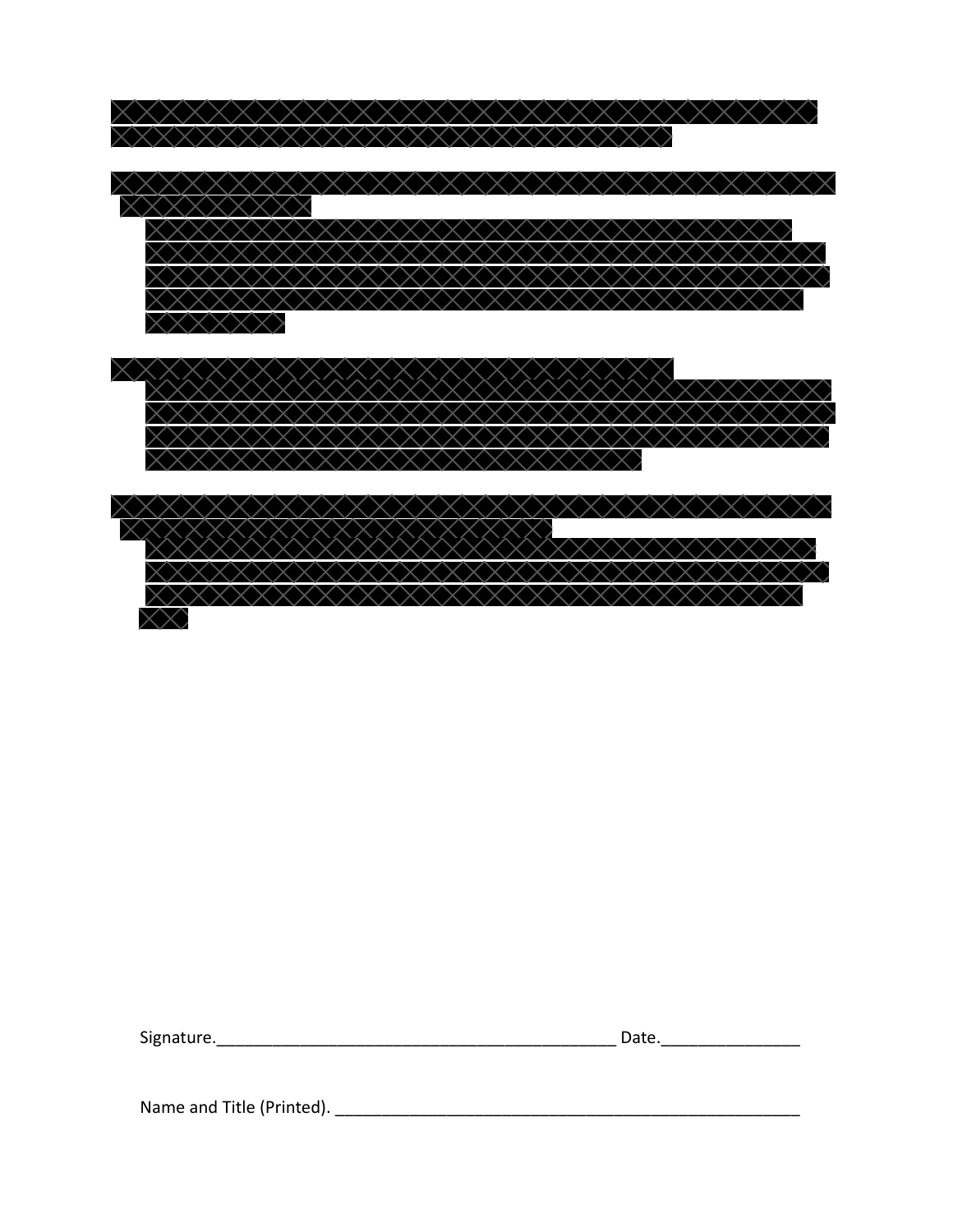Signature.___________________________________________ Date._______________

Name and Title (Printed). ____________________________________________________